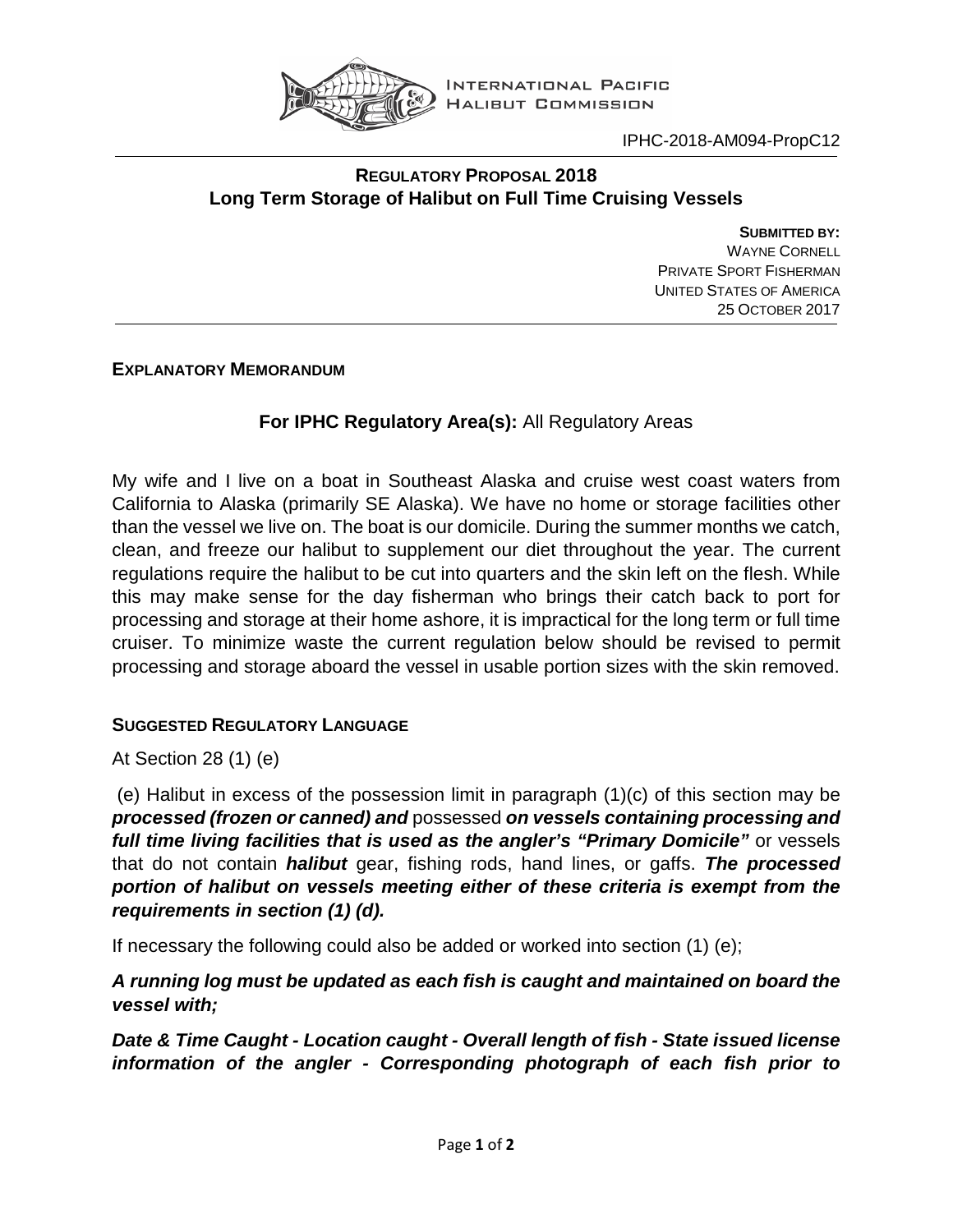INTERNATIONAL PACIFIC HALIBUT COMMISSION

IPHC-2018-AM094-PropC12

# REGULATORY PROPOSAL 2018
# Long Term Storage of Halibut on Full Time Cruising Vessels

**SUBMITTED BY:**
WAYNE CORNELL
PRIVATE SPORT FISHERMAN
UNITED STATES OF AMERICA
25 OCTOBER 2017

## EXPLANATORY MEMORANDUM

**For IPHC Regulatory Area(s):** All Regulatory Areas

My wife and I live on a boat in Southeast Alaska and cruise west coast waters from California to Alaska (primarily SE Alaska). We have no home or storage facilities other than the vessel we live on. The boat is our domicile. During the summer months we catch, clean, and freeze our halibut to supplement our diet throughout the year. The current regulations require the halibut to be cut into quarters and the skin left on the flesh. While this may make sense for the day fisherman who brings their catch back to port for processing and storage at their home ashore, it is impractical for the long term or full time cruiser. To minimize waste the current regulation below should be revised to permit processing and storage aboard the vessel in usable portion sizes with the skin removed.

## SUGGESTED REGULATORY LANGUAGE

At Section 28 (1) (e)

(e) Halibut in excess of the possession limit in paragraph (1)(c) of this section may be ***processed (frozen or canned) and*** possessed ***on vessels containing processing and full time living facilities that is used as the angler's "Primary Domicile"*** or vessels that do not contain ***halibut*** gear, fishing rods, hand lines, or gaffs. ***The processed portion of halibut on vessels meeting either of these criteria is exempt from the requirements in section (1) (d).***

If necessary the following could also be added or worked into section (1) (e);

***A running log must be updated as each fish is caught and maintained on board the vessel with;***

***Date & Time Caught - Location caught - Overall length of fish - State issued license information of the angler - Corresponding photograph of each fish prior to***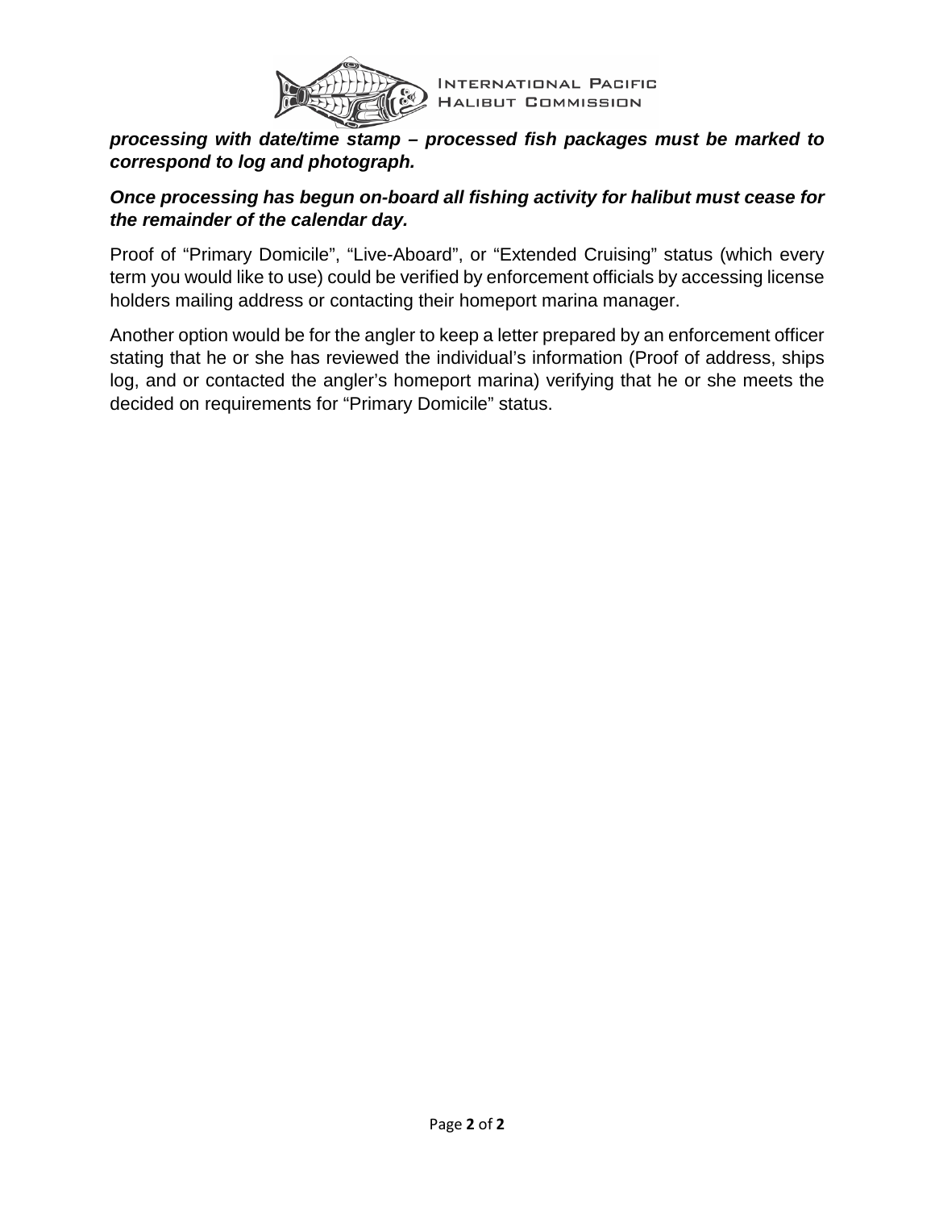***processing with date/time stamp – processed fish packages must be marked to correspond to log and photograph.***

***Once processing has begun on-board all fishing activity for halibut must cease for the remainder of the calendar day.***

Proof of "Primary Domicile", "Live-Aboard", or "Extended Cruising" status (which every term you would like to use) could be verified by enforcement officials by accessing license holders mailing address or contacting their homeport marina manager.

Another option would be for the angler to keep a letter prepared by an enforcement officer stating that he or she has reviewed the individual's information (Proof of address, ships log, and or contacted the angler's homeport marina) verifying that he or she meets the decided on requirements for "Primary Domicile" status.